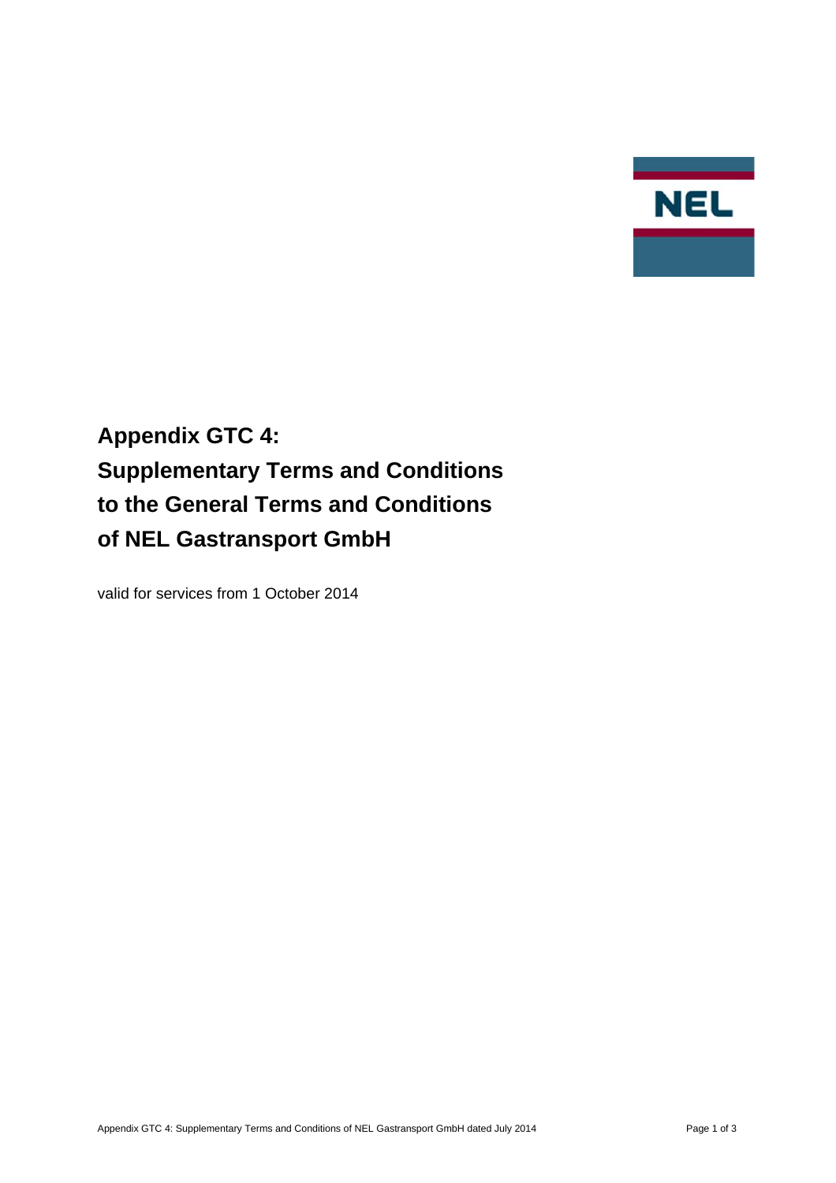# Appendix GTC 4:
# Supplementary Terms and Conditions to the General Terms and Conditions of NEL Gastransport GmbH

valid for services from 1 October 2014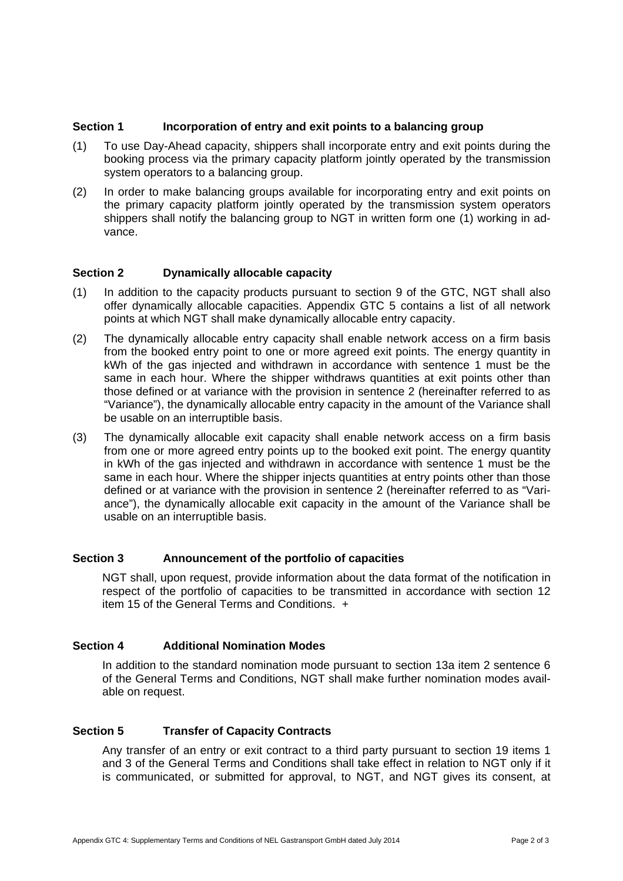## Section 1 Incorporation of entry and exit points to a balancing group

(1) To use Day-Ahead capacity, shippers shall incorporate entry and exit points during the booking process via the primary capacity platform jointly operated by the transmission system operators to a balancing group.

(2) In order to make balancing groups available for incorporating entry and exit points on the primary capacity platform jointly operated by the transmission system operators shippers shall notify the balancing group to NGT in written form one (1) working in advance.

## Section 2 Dynamically allocable capacity

(1) In addition to the capacity products pursuant to section 9 of the GTC, NGT shall also offer dynamically allocable capacities. Appendix GTC 5 contains a list of all network points at which NGT shall make dynamically allocable entry capacity.

(2) The dynamically allocable entry capacity shall enable network access on a firm basis from the booked entry point to one or more agreed exit points. The energy quantity in kWh of the gas injected and withdrawn in accordance with sentence 1 must be the same in each hour. Where the shipper withdraws quantities at exit points other than those defined or at variance with the provision in sentence 2 (hereinafter referred to as "Variance"), the dynamically allocable entry capacity in the amount of the Variance shall be usable on an interruptible basis.

(3) The dynamically allocable exit capacity shall enable network access on a firm basis from one or more agreed entry points up to the booked exit point. The energy quantity in kWh of the gas injected and withdrawn in accordance with sentence 1 must be the same in each hour. Where the shipper injects quantities at entry points other than those defined or at variance with the provision in sentence 2 (hereinafter referred to as "Variance"), the dynamically allocable exit capacity in the amount of the Variance shall be usable on an interruptible basis.

## Section 3 Announcement of the portfolio of capacities

NGT shall, upon request, provide information about the data format of the notification in respect of the portfolio of capacities to be transmitted in accordance with section 12 item 15 of the General Terms and Conditions. +

## Section 4 Additional Nomination Modes

In addition to the standard nomination mode pursuant to section 13a item 2 sentence 6 of the General Terms and Conditions, NGT shall make further nomination modes available on request.

## Section 5 Transfer of Capacity Contracts

Any transfer of an entry or exit contract to a third party pursuant to section 19 items 1 and 3 of the General Terms and Conditions shall take effect in relation to NGT only if it is communicated, or submitted for approval, to NGT, and NGT gives its consent, at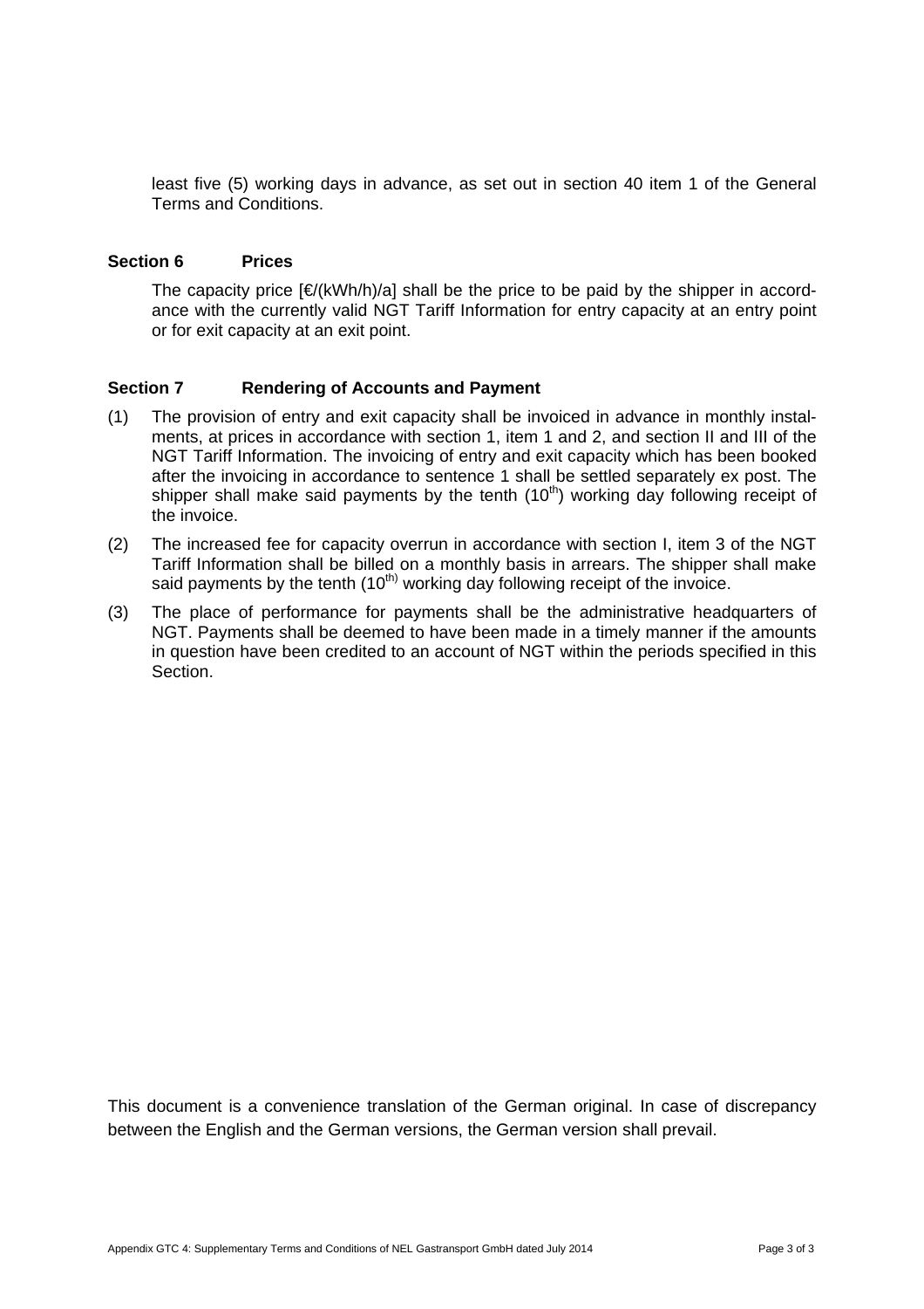least five (5) working days in advance, as set out in section 40 item 1 of the General Terms and Conditions.

## Section 6 Prices

The capacity price [€/(kWh/h)/a] shall be the price to be paid by the shipper in accordance with the currently valid NGT Tariff Information for entry capacity at an entry point or for exit capacity at an exit point.

## Section 7 Rendering of Accounts and Payment

(1) The provision of entry and exit capacity shall be invoiced in advance in monthly instalments, at prices in accordance with section 1, item 1 and 2, and section II and III of the NGT Tariff Information. The invoicing of entry and exit capacity which has been booked after the invoicing in accordance to sentence 1 shall be settled separately ex post. The shipper shall make said payments by the tenth (10th) working day following receipt of the invoice.

(2) The increased fee for capacity overrun in accordance with section I, item 3 of the NGT Tariff Information shall be billed on a monthly basis in arrears. The shipper shall make said payments by the tenth (10th)) working day following receipt of the invoice.

(3) The place of performance for payments shall be the administrative headquarters of NGT. Payments shall be deemed to have been made in a timely manner if the amounts in question have been credited to an account of NGT within the periods specified in this Section.

This document is a convenience translation of the German original. In case of discrepancy between the English and the German versions, the German version shall prevail.